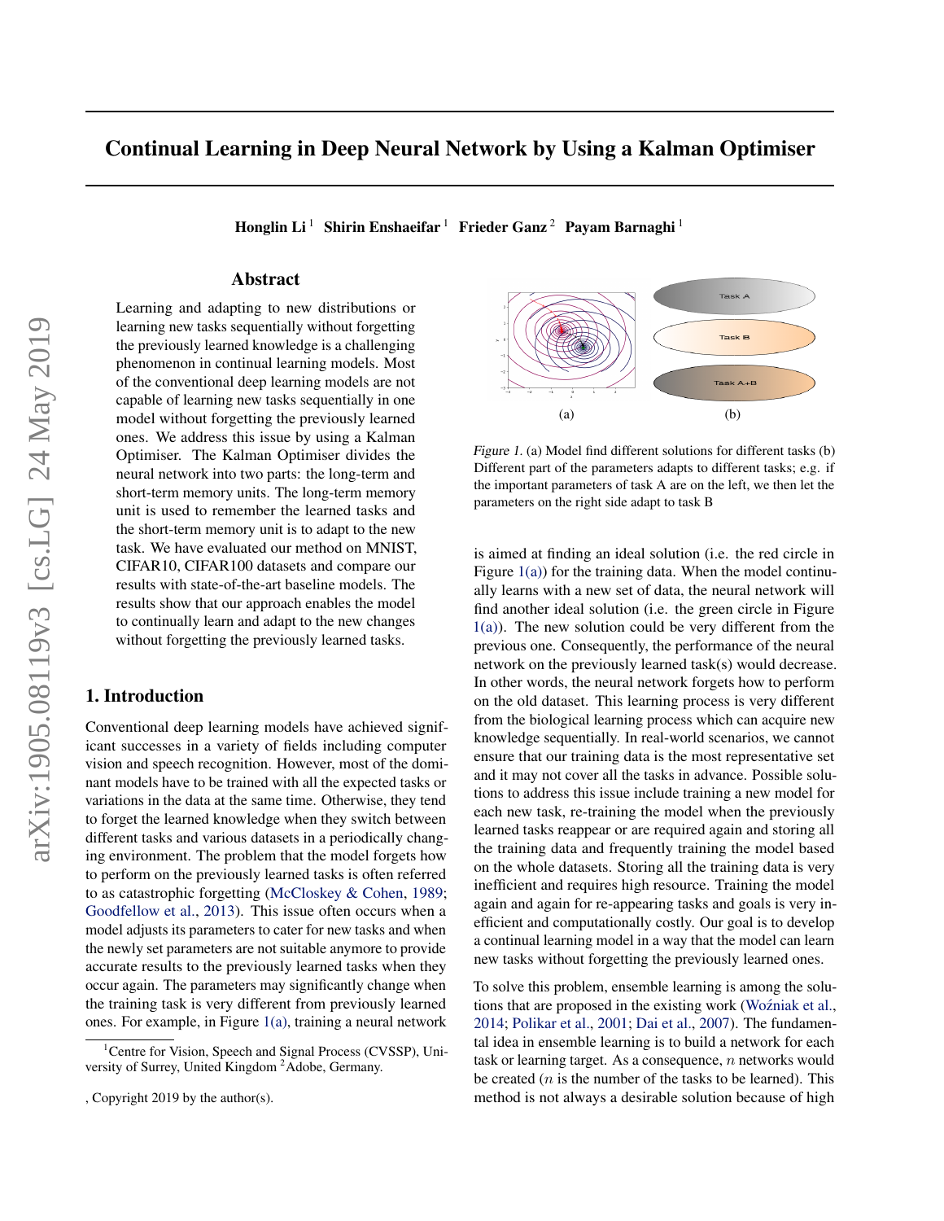# Continual Learning in Deep Neural Network by Using a Kalman Optimiser

**Honglin Li** [1] **Shirin Enshaeifar** [1] **Frieder Ganz** [2] **Payam Barnaghi** [1]

## Abstract

Learning and adapting to new distributions or learning new tasks sequentially without forgetting the previously learned knowledge is a challenging phenomenon in continual learning models. Most of the conventional deep learning models are not capable of learning new tasks sequentially in one model without forgetting the previously learned ones. We address this issue by using a Kalman Optimiser. The Kalman Optimiser divides the neural network into two parts: the long-term and short-term memory units. The long-term memory unit is used to remember the learned tasks and the short-term memory unit is to adapt to the new task. We have evaluated our method on MNIST, CIFAR10, CIFAR100 datasets and compare our results with state-of-the-art baseline models. The results show that our approach enables the model to continually learn and adapt to the new changes without forgetting the previously learned tasks.

## 1. Introduction

Conventional deep learning models have achieved significant successes in a variety of fields including computer vision and speech recognition. However, most of the dominant models have to be trained with all the expected tasks or variations in the data at the same time. Otherwise, they tend to forget the learned knowledge when they switch between different tasks and various datasets in a periodically changing environment. The problem that the model forgets how to perform on the previously learned tasks is often referred to as catastrophic forgetting (McCloskey & Cohen, 1989; Goodfellow et al., 2013). This issue often occurs when a model adjusts its parameters to cater for new tasks and when the newly set parameters are not suitable anymore to provide accurate results to the previously learned tasks when they occur again. The parameters may significantly change when the training task is very different from previously learned ones. For example, in Figure 1(a), training a neural network

*Figure 1.* (a) Model find different solutions for different tasks (b) Different part of the parameters adapts to different tasks; e.g. if the important parameters of task A are on the left, we then let the parameters on the right side adapt to task B

is aimed at finding an ideal solution (i.e. the red circle in Figure 1(a)) for the training data. When the model continually learns with a new set of data, the neural network will find another ideal solution (i.e. the green circle in Figure 1(a)). The new solution could be very different from the previous one. Consequently, the performance of the neural network on the previously learned task(s) would decrease. In other words, the neural network forgets how to perform on the old dataset. This learning process is very different from the biological learning process which can acquire new knowledge sequentially. In real-world scenarios, we cannot ensure that our training data is the most representative set and it may not cover all the tasks in advance. Possible solutions to address this issue include training a new model for each new task, re-training the model when the previously learned tasks reappear or are required again and storing all the training data and frequently training the model based on the whole datasets. Storing all the training data is very inefficient and requires high resource. Training the model again and again for re-appearing tasks and goals is very inefficient and computationally costly. Our goal is to develop a continual learning model in a way that the model can learn new tasks without forgetting the previously learned ones.

To solve this problem, ensemble learning is among the solutions that are proposed in the existing work (Woźniak et al., 2014; Polikar et al., 2001; Dai et al., 2007). The fundamental idea in ensemble learning is to build a network for each task or learning target. As a consequence, $n$ networks would be created ($n$ is the number of the tasks to be learned). This method is not always a desirable solution because of high

[1] Centre for Vision, Speech and Signal Process (CVSSP), University of Surrey, United Kingdom [2] Adobe, Germany.

, Copyright 2019 by the author(s).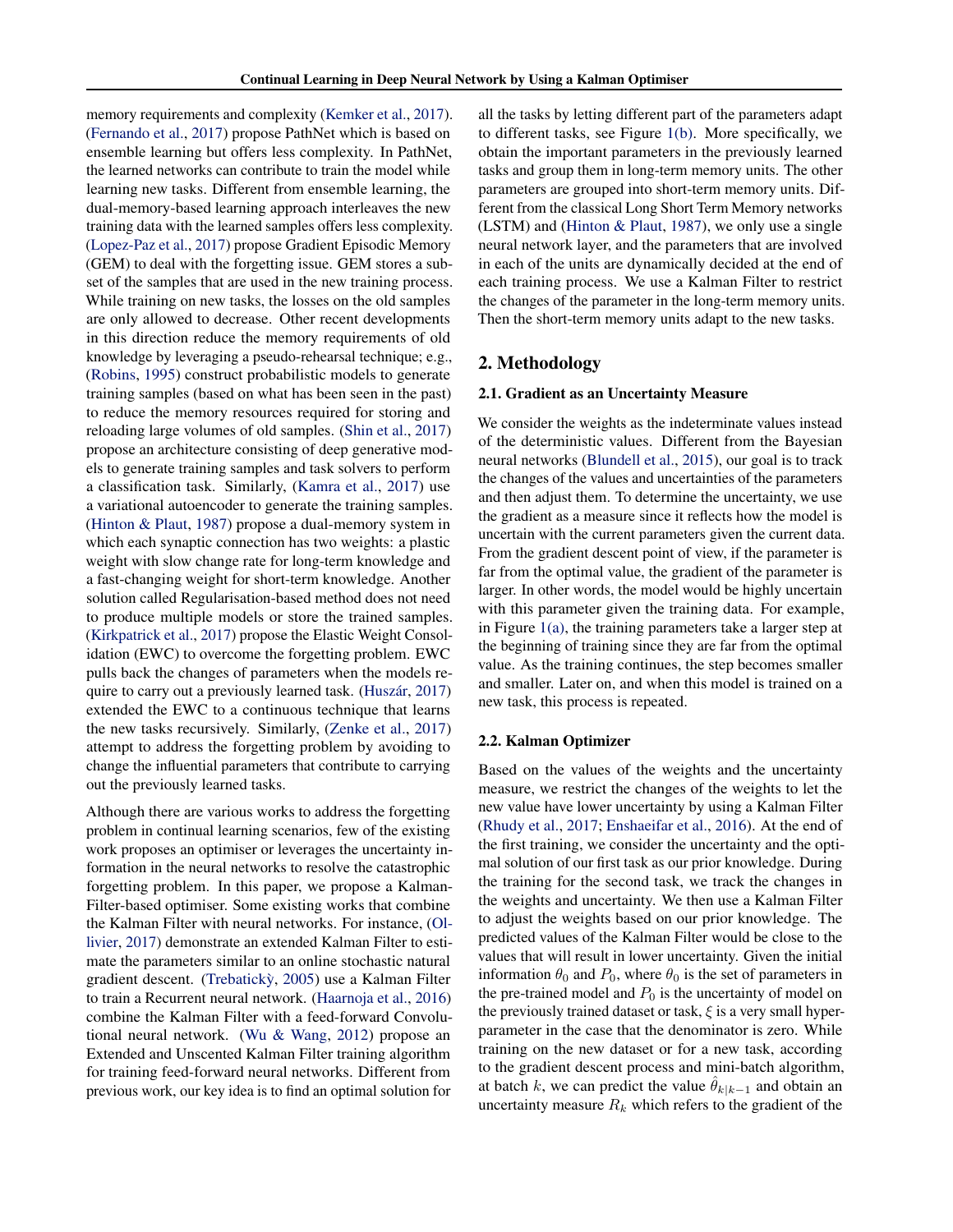memory requirements and complexity (Kemker et al., 2017). (Fernando et al., 2017) propose PathNet which is based on ensemble learning but offers less complexity. In PathNet, the learned networks can contribute to train the model while learning new tasks. Different from the ensemble learning, the dual-memory-based learning approach interleaves the new training data with the learned samples offers less complexity. (Lopez-Paz et al., 2017) propose Gradient Episodic Memory (GEM) to deal with the forgetting issue. GEM stores a subset of the samples that are used in the new training process. While training on new tasks, the losses on the old samples are only allowed to decrease. Other recent developments in this direction reduce the memory requirements of old knowledge by leveraging a pseudo-rehearsal technique; e.g., (Robins, 1995) construct probabilistic models to generate training samples (based on what has been seen in the past) to reduce the memory resources required for storing and reloading large volumes of old samples. (Shin et al., 2017) propose an architecture consisting of deep generative models to generate training samples and task solvers to perform a classification task. Similarly, (Kamra et al., 2017) use a variational autoencoder to generate the training samples. (Hinton & Plaut, 1987) propose a dual-memory system in which each synaptic connection has two weights: a plastic weight with slow change rate for long-term knowledge and a fast-changing weight for short-term knowledge. Another solution called Regularisation-based method does not need to produce multiple models or store the trained samples. (Kirkpatrick et al., 2017) propose the Elastic Weight Consolidation (EWC) to overcome the forgetting problem. EWC pulls back the changes of parameters when the models require to carry out a previously learned task. (Huszár, 2017) extended the EWC to a continuous technique that learns the new tasks recursively. Similarly, (Zenke et al., 2017) attempt to address the forgetting problem by avoiding to change the influential parameters that contribute to carrying out the previously learned tasks.

Although there are various works to address the forgetting problem in continual learning scenarios, few of the existing work proposes an optimiser or leverages the uncertainty information in the neural networks to resolve the catastrophic forgetting problem. In this paper, we propose a Kalman-Filter-based optimiser. Some existing works that combine the Kalman Filter with neural networks. For instance, (Ollivier, 2017) demonstrate an extended Kalman Filter to estimate the parameters similar to an online stochastic natural gradient descent. (Trebatický, 2005) use a Kalman Filter to train a Recurrent neural network. (Haarnoja et al., 2016) combine the Kalman Filter with a feed-forward Convolutional neural network. (Wu & Wang, 2012) propose an Extended and Unscented Kalman Filter training algorithm for training feed-forward neural networks. Different from previous work, our key idea is to find an optimal solution for all the tasks by letting different part of the parameters adapt to different tasks, see Figure 1(b). More specifically, we obtain the important parameters in the previously learned tasks and group them in long-term memory units. The other parameters are grouped into short-term memory units. Different from the classical Long Short Term Memory networks (LSTM) and (Hinton & Plaut, 1987), we only use a single neural network layer, and the parameters that are involved in each of the units are dynamically decided at the end of each training process. We use a Kalman Filter to restrict the changes of the parameter in the long-term memory units. Then the short-term memory units adapt to the new tasks.

## 2. Methodology

### 2.1. Gradient as an Uncertainty Measure

We consider the weights as the indeterminate values instead of the deterministic values. Different from the Bayesian neural networks (Blundell et al., 2015), our goal is to track the changes of the values and uncertainties of the parameters and then adjust them. To determine the uncertainty, we use the gradient as a measure since it reflects how the model is uncertain with the current parameters given the current data. From the gradient descent point of view, if the parameter is far from the optimal value, the gradient of the parameter is larger. In other words, the model would be highly uncertain with this parameter given the training data. For example, in Figure 1(a), the training parameters take a larger step at the beginning of training since they are far from the optimal value. As the training continues, the step becomes smaller and smaller. Later on, and when this model is trained on a new task, this process is repeated.

### 2.2. Kalman Optimizer

Based on the values of the weights and the uncertainty measure, we restrict the changes of the weights to let the new value have lower uncertainty by using a Kalman Filter (Rhudy et al., 2017; Enshaeifar et al., 2016). At the end of the first training, we consider the uncertainty and the optimal solution of our first task as our prior knowledge. During the training for the second task, we track the changes in the weights and uncertainty. We then use a Kalman Filter to adjust the weights based on our prior knowledge. The predicted values of the Kalman Filter would be close to the values that will result in lower uncertainty. Given the initial information $\theta_0$ and $P_0$, where $\theta_0$ is the set of parameters in the pre-trained model and $P_0$ is the uncertainty of model on the previously trained dataset or task, $\xi$ is a very small hyper-parameter in the case that the denominator is zero. While training on the new dataset or for a new task, according to the gradient descent process and mini-batch algorithm, at batch $k$, we can predict the value $\hat{\theta}_{k|k-1}$ and obtain an uncertainty measure $R_k$ which refers to the gradient of the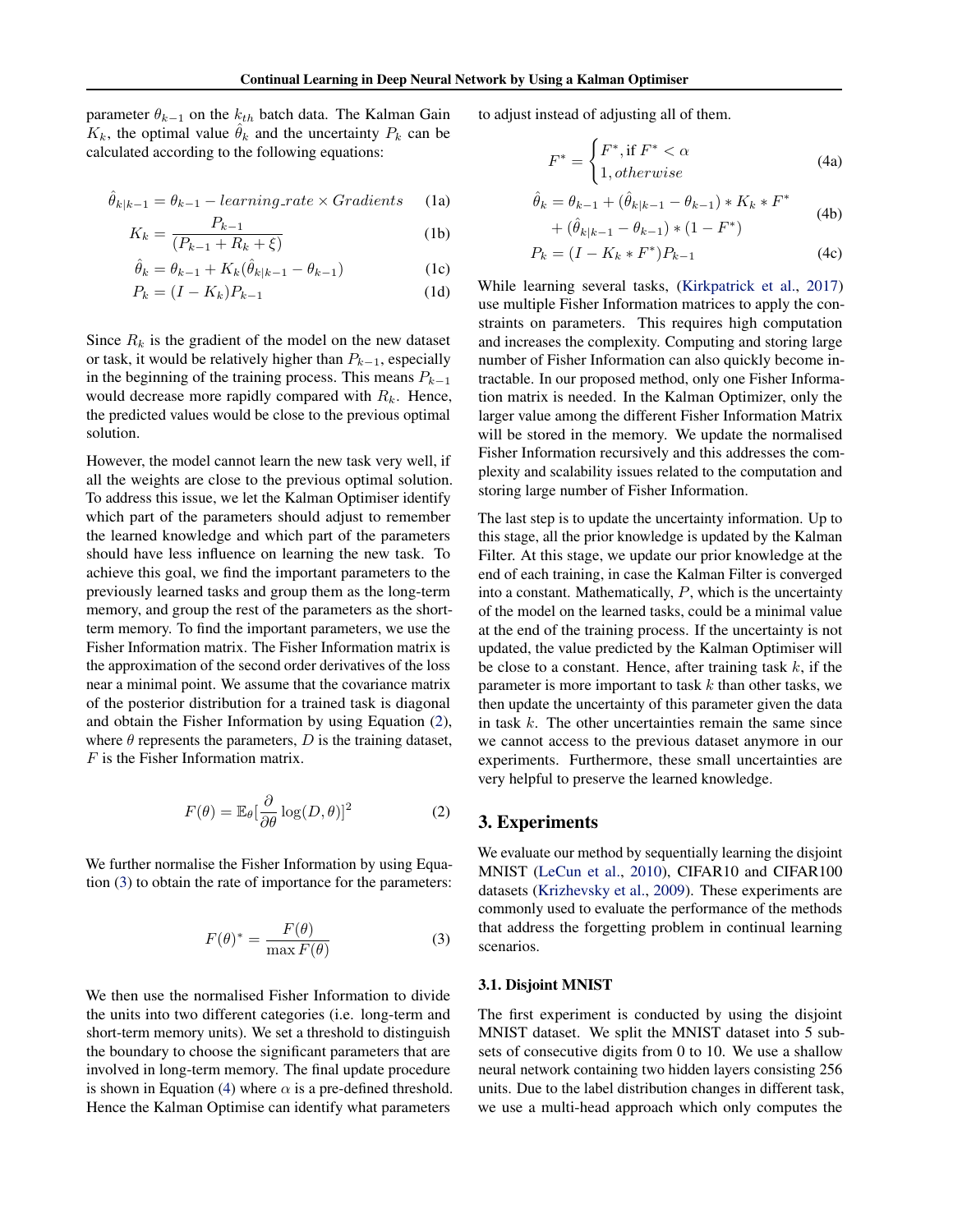parameter $\theta_{k-1}$ on the $k_{th}$ batch data. The Kalman Gain $K_k$, the optimal value $\hat{\theta}_k$ and the uncertainty $P_k$ can be calculated according to the following equations:

$$\hat{\theta}_{k|k-1} = \theta_{k-1} - learning\_rate \times Gradients \tag{1a}$$

$$K_k = \frac{P_{k-1}}{(P_{k-1} + R_k + \xi)} \tag{1b}$$

$$\hat{\theta}_k = \theta_{k-1} + K_k(\hat{\theta}_{k|k-1} - \theta_{k-1}) \tag{1c}$$

$$P_k = (I - K_k)P_{k-1} \tag{1d}$$

Since $R_k$ is the gradient of the model on the new dataset or task, it would be relatively higher than $P_{k-1}$, especially in the beginning of the training process. This means $P_{k-1}$ would decrease more rapidly compared with $R_k$. Hence, the predicted values would be close to the previous optimal solution.

However, the model cannot learn the new task very well, if all the weights are close to the previous optimal solution. To address this issue, we let the Kalman Optimiser identify which part of the parameters should adjust to remember the learned knowledge and which part of the parameters should have less influence on learning the new task. To achieve this goal, we find the important parameters to the previously learned tasks and group them as the long-term memory, and group the rest of the parameters as the short-term memory. To find the important parameters, we use the Fisher Information matrix. The Fisher Information matrix is the approximation of the second order derivatives of the loss near a minimal point. We assume that the covariance matrix of the posterior distribution for a trained task is diagonal and obtain the Fisher Information by using Equation (2), where $\theta$ represents the parameters, $D$ is the training dataset, $F$ is the Fisher Information matrix.

$$F(\theta) = \mathbb{E}_\theta[\frac{\partial}{\partial \theta} \log(D, \theta)]^2 \tag{2}$$

We further normalise the Fisher Information by using Equation (3) to obtain the rate of importance for the parameters:

$$F(\theta)^* = \frac{F(\theta)}{\max F(\theta)} \tag{3}$$

We then use the normalised Fisher Information to divide the units into two different categories (i.e. long-term and short-term memory units). We set a threshold to distinguish the boundary to choose the significant parameters that are involved in long-term memory. The final update procedure is shown in Equation (4) where $\alpha$ is a pre-defined threshold. Hence the Kalman Optimise can identify what parameters to adjust to instead of adjusting all of them.

$$F^* = \begin{cases} F^*, \text{if } F^* < \alpha \\ 1, otherwise \end{cases} \tag{4a}$$

$$\hat{\theta}_k = \theta_{k-1} + (\hat{\theta}_{k|k-1} - \theta_{k-1}) * K_k * F^* + (\hat{\theta}_{k|k-1} - \theta_{k-1}) * (1 - F^*) \tag{4b}$$

$$P_k = (I - K_k * F^*)P_{k-1} \tag{4c}$$

While learning several tasks, (Kirkpatrick et al., 2017) use multiple Fisher Information matrices to apply the constraints on parameters. This requires high computation and increases the complexity. Computing and storing large number of Fisher Information can also quickly become intractable. In our proposed method, only one Fisher Information matrix is needed. In the Kalman Optimizer, only the larger value among the different Fisher Information Matrix will be stored in the memory. We update the normalised Fisher Information recursively and this addresses the complexity and scalability issues related to the computation and storing large number of Fisher Information.

The last step is to update the uncertainty information. Up to this stage, all the prior knowledge is updated by the Kalman Filter. At this stage, we update our prior knowledge at the end of each training, in case the Kalman Filter is converged into a constant. Mathematically, $P$, which is the uncertainty of the model on the learned tasks, could be a minimal value at the end of the training process. If the uncertainty is not updated, the value predicted by the Kalman Optimiser will be close to a constant. Hence, after training task $k$, if the parameter is more important to task $k$ than other tasks, we then update the uncertainty of this parameter given the data in task $k$. The other uncertainties remain the same since we cannot access to the previous dataset anymore in our experiments. Furthermore, these small uncertainties are very helpful to preserve the learned knowledge.

## 3. Experiments

We evaluate our method by sequentially learning the disjoint MNIST (LeCun et al., 2010), CIFAR10 and CIFAR100 datasets (Krizhevsky et al., 2009). These experiments are commonly used to evaluate the performance of the methods that address the forgetting problem in continual learning scenarios.

### 3.1. Disjoint MNIST

The first experiment is conducted by using the disjoint MNIST dataset. We split the MNIST dataset into 5 subsets of consecutive digits from 0 to 10. We use a shallow neural network containing two hidden layers consisting 256 units. Due to the label distribution changes in different task, we use a multi-head approach which only computes the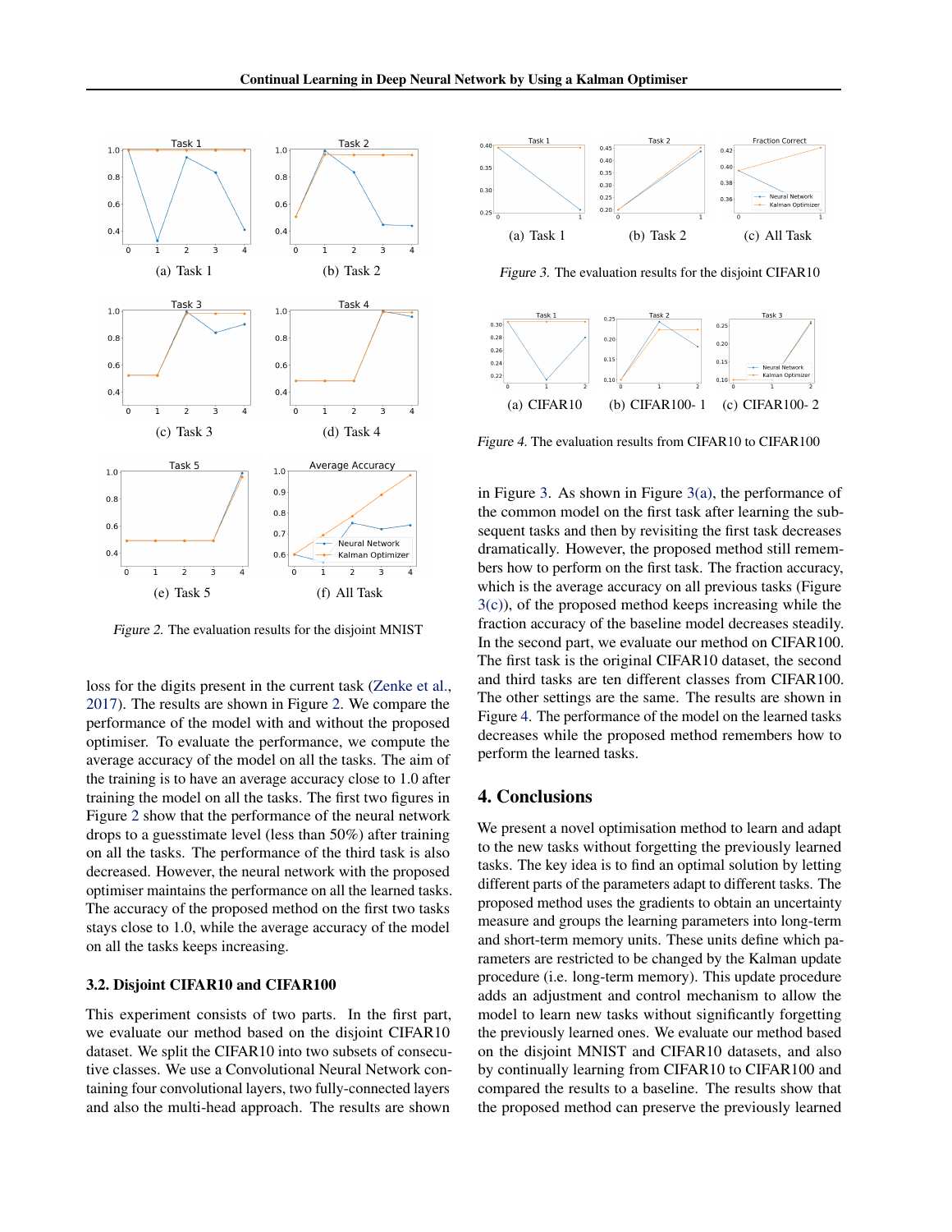(a) Task 1

(b) Task 2

(c) Task 3

(d) Task 4

(e) Task 5

(f) All Task

*Figure 2.* The evaluation results for the disjoint MNIST

loss for the digits present in the current task (Zenke et al., 2017). The results are shown in Figure 2. We compare the performance of the model with and without the proposed optimiser. To evaluate the performance, we compute the average accuracy of the model on all the tasks. The aim of the training is to have an average accuracy close to 1.0 after training the model on all the tasks. The first two figures in Figure 2 show that the performance of the neural network drops to a guesstimate level (less than 50%) after training on all the tasks. The performance of the third task is also decreased. However, the neural network with the proposed optimiser maintains the performance on all the learned tasks. The accuracy of the proposed method on the first two tasks stays close to 1.0, while the average accuracy of the model on all the tasks keeps increasing.

### 3.2. Disjoint CIFAR10 and CIFAR100

This experiment consists of two parts. In the first part, we evaluate our method based on the disjoint CIFAR10 dataset. We split the CIFAR10 into two subsets of consecutive classes. We use a Convolutional Neural Network containing four convolutional layers, two fully-connected layers and also the multi-head approach. The results are shown in Figure 3. As shown in Figure 3(a), the performance of the common model on the first task after learning the subsequent tasks and then by revisiting the first task decreases dramatically. However, the proposed method still remembers how to perform on the first task. The fraction accuracy, which is the average accuracy on all previous tasks (Figure 3(c)), of the proposed method keeps increasing while the fraction accuracy of the baseline model decreases steadily. In the second part, we evaluate our method on CIFAR100. The first task is the original CIFAR10 dataset, the second and third tasks are ten different classes from CIFAR100. The other settings are the same. The results are shown in Figure 4. The performance of the model on the learned tasks decreases while the proposed method remembers how to perform the learned tasks.

(a) Task 1

(b) Task 2

(c) All Task

*Figure 3.* The evaluation results for the disjoint CIFAR10

(a) CIFAR10

(b) CIFAR100- 1

(c) CIFAR100- 2

*Figure 4.* The evaluation results from CIFAR10 to CIFAR100

## 4. Conclusions

We present a novel optimisation method to learn and adapt to the new tasks without forgetting the previously learned tasks. The key idea is to find an optimal solution by letting different parts of the parameters adapt to different tasks. The proposed method uses the gradients to obtain an uncertainty measure and groups the learning parameters into long-term and short-term memory units. These units define which parameters are restricted to be changed by the Kalman update procedure (i.e. long-term memory). This update procedure adds an adjustment and control mechanism to allow the model to learn new tasks without significantly forgetting the previously learned ones. We evaluate our method based on the disjoint MNIST and CIFAR10 datasets, and also by continually learning from CIFAR10 to CIFAR100 and compared the results to a baseline. The results show that the proposed method can preserve the previously learned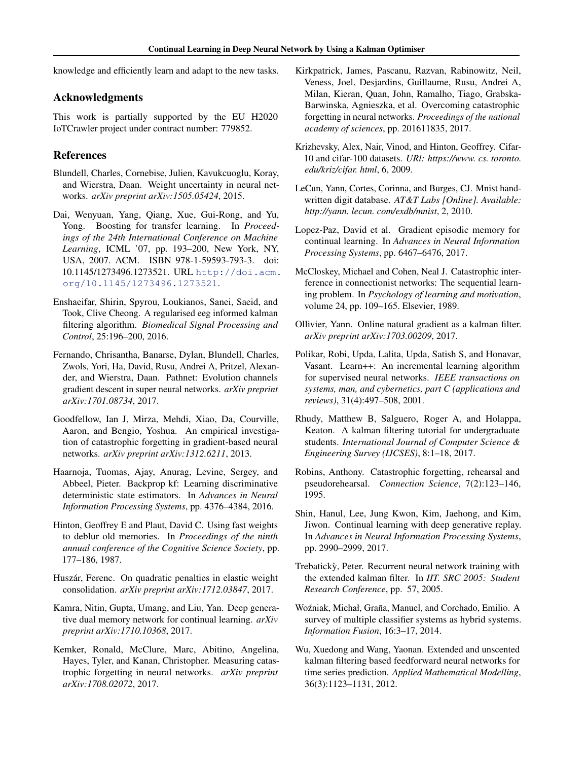knowledge and efficiently learn and adapt to the new tasks.

## Acknowledgments

This work is partially supported by the EU H2020 IoTCrawler project under contract number: 779852.

## References

Blundell, Charles, Cornebise, Julien, Kavukcuoglu, Koray, and Wierstra, Daan. Weight uncertainty in neural networks. *arXiv preprint arXiv:1505.05424*, 2015.

Dai, Wenyuan, Yang, Qiang, Xue, Gui-Rong, and Yu, Yong. Boosting for transfer learning. In *Proceedings of the 24th International Conference on Machine Learning*, ICML '07, pp. 193–200, New York, NY, USA, 2007. ACM. ISBN 978-1-59593-793-3. doi: 10.1145/1273496.1273521. URL http://doi.acm.org/10.1145/1273496.1273521.

Enshaeifar, Shirin, Spyrou, Loukianos, Sanei, Saeid, and Took, Clive Cheong. A regularised eeg informed kalman filtering algorithm. *Biomedical Signal Processing and Control*, 25:196–200, 2016.

Fernando, Chrisantha, Banarse, Dylan, Blundell, Charles, Zwols, Yori, Ha, David, Rusu, Andrei A, Pritzel, Alexander, and Wierstra, Daan. Pathnet: Evolution channels gradient descent in super neural networks. *arXiv preprint arXiv:1701.08734*, 2017.

Goodfellow, Ian J, Mirza, Mehdi, Xiao, Da, Courville, Aaron, and Bengio, Yoshua. An empirical investigation of catastrophic forgetting in gradient-based neural networks. *arXiv preprint arXiv:1312.6211*, 2013.

Haarnoja, Tuomas, Ajay, Anurag, Levine, Sergey, and Abbeel, Pieter. Backprop kf: Learning discriminative deterministic state estimators. In *Advances in Neural Information Processing Systems*, pp. 4376–4384, 2016.

Hinton, Geoffrey E and Plaut, David C. Using fast weights to deblur old memories. In *Proceedings of the ninth annual conference of the Cognitive Science Society*, pp. 177–186, 1987.

Huszár, Ferenc. On quadratic penalties in elastic weight consolidation. *arXiv preprint arXiv:1712.03847*, 2017.

Kamra, Nitin, Gupta, Umang, and Liu, Yan. Deep generative dual memory network for continual learning. *arXiv preprint arXiv:1710.10368*, 2017.

Kemker, Ronald, McClure, Marc, Abitino, Angelina, Hayes, Tyler, and Kanan, Christopher. Measuring catastrophic forgetting in neural networks. *arXiv preprint arXiv:1708.02072*, 2017.

Kirkpatrick, James, Pascanu, Razvan, Rabinowitz, Neil, Veness, Joel, Desjardins, Guillaume, Rusu, Andrei A, Milan, Kieran, Quan, John, Ramalho, Tiago, Grabska-Barwinska, Agnieszka, et al. Overcoming catastrophic forgetting in neural networks. *Proceedings of the national academy of sciences*, pp. 201611835, 2017.

Krizhevsky, Alex, Nair, Vinod, and Hinton, Geoffrey. Cifar-10 and cifar-100 datasets. *URl: https://www. cs. toronto. edu/kriz/cifar. html*, 6, 2009.

LeCun, Yann, Cortes, Corinna, and Burges, CJ. Mnist handwritten digit database. *AT&T Labs [Online]. Available: http://yann. lecun. com/exdb/mnist*, 2, 2010.

Lopez-Paz, David et al. Gradient episodic memory for continual learning. In *Advances in Neural Information Processing Systems*, pp. 6467–6476, 2017.

McCloskey, Michael and Cohen, Neal J. Catastrophic interference in connectionist networks: The sequential learning problem. In *Psychology of learning and motivation*, volume 24, pp. 109–165. Elsevier, 1989.

Ollivier, Yann. Online natural gradient as a kalman filter. *arXiv preprint arXiv:1703.00209*, 2017.

Polikar, Robi, Upda, Lalita, Upda, Satish S, and Honavar, Vasant. Learn++: An incremental learning algorithm for supervised neural networks. *IEEE transactions on systems, man, and cybernetics, part C (applications and reviews)*, 31(4):497–508, 2001.

Rhudy, Matthew B, Salguero, Roger A, and Holappa, Keaton. A kalman filtering tutorial for undergraduate students. *International Journal of Computer Science & Engineering Survey (IJCSES)*, 8:1–18, 2017.

Robins, Anthony. Catastrophic forgetting, rehearsal and pseudorehearsal. *Connection Science*, 7(2):123–146, 1995.

Shin, Hanul, Lee, Jung Kwon, Kim, Jaehong, and Kim, Jiwon. Continual learning with deep generative replay. In *Advances in Neural Information Processing Systems*, pp. 2990–2999, 2017.

Trebatickỳ, Peter. Recurrent neural network training with the extended kalman filter. In *IIT. SRC 2005: Student Research Conference*, pp. 57, 2005.

Woźniak, Michał, Graña, Manuel, and Corchado, Emilio. A survey of multiple classifier systems as hybrid systems. *Information Fusion*, 16:3–17, 2014.

Wu, Xuedong and Wang, Yaonan. Extended and unscented kalman filtering based feedforward neural networks for time series prediction. *Applied Mathematical Modelling*, 36(3):1123–1131, 2012.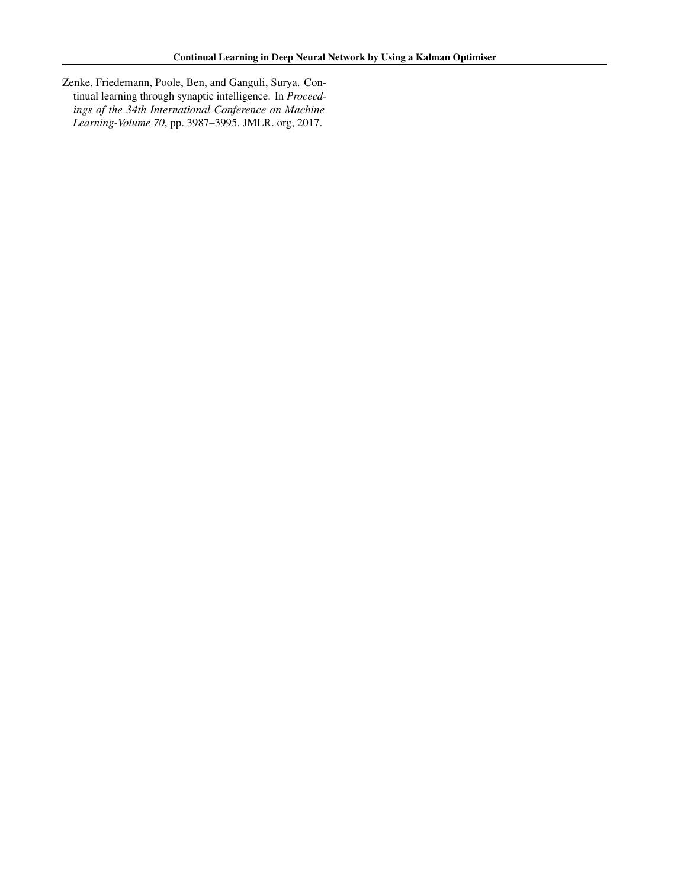Zenke, Friedemann, Poole, Ben, and Ganguli, Surya. Continual learning through synaptic intelligence. In *Proceedings of the 34th International Conference on Machine Learning-Volume 70*, pp. 3987–3995. JMLR. org, 2017.